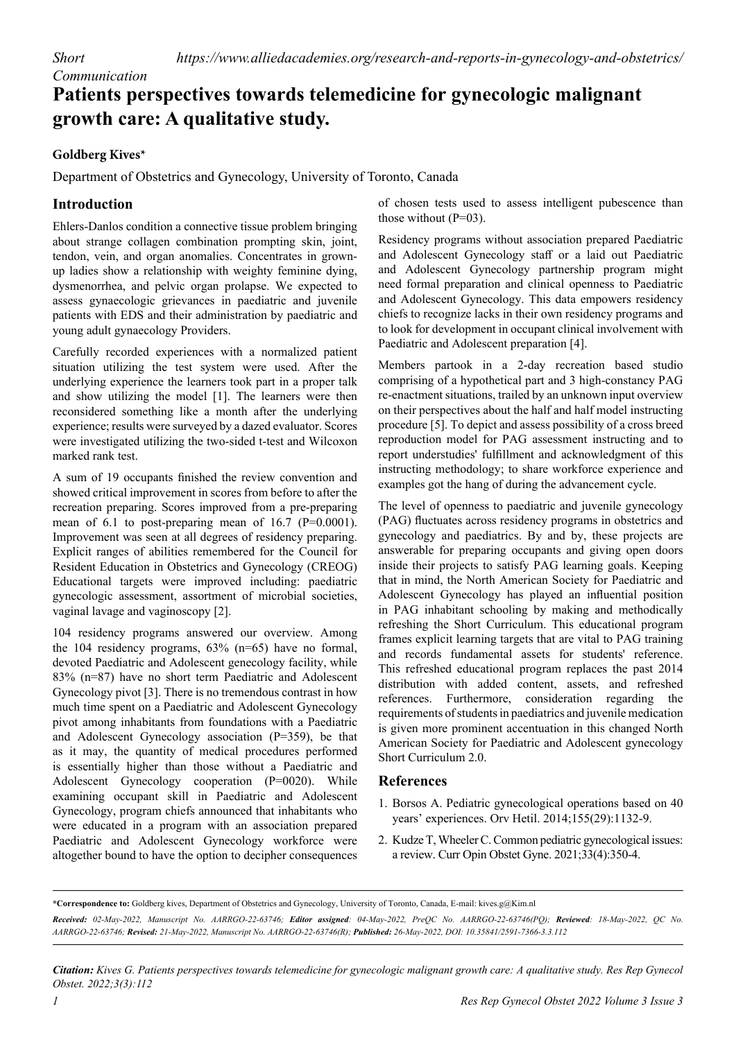*Short Communication* *https://www.alliedacademies.org/research-and-reports-in-gynecology-and-obstetrics/*

# Patients perspectives towards telemedicine for gynecologic malignant growth care: A qualitative study.

**Goldberg Kives***

Department of Obstetrics and Gynecology, University of Toronto, Canada

## Introduction

Ehlers-Danlos condition a connective tissue problem bringing about strange collagen combination prompting skin, joint, tendon, vein, and organ anomalies. Concentrates in grown-up ladies show a relationship with weighty feminine dying, dysmenorrhea, and pelvic organ prolapse. We expected to assess gynaecologic grievances in paediatric and juvenile patients with EDS and their administration by paediatric and young adult gynaecology Providers.

Carefully recorded experiences with a normalized patient situation utilizing the test system were used. After the underlying experience the learners took part in a proper talk and show utilizing the model [1]. The learners were then reconsidered something like a month after the underlying experience; results were surveyed by a dazed evaluator. Scores were investigated utilizing the two-sided t-test and Wilcoxon marked rank test.

A sum of 19 occupants finished the review convention and showed critical improvement in scores from before to after the recreation preparing. Scores improved from a pre-preparing mean of 6.1 to post-preparing mean of 16.7 (P=0.0001). Improvement was seen at all degrees of residency preparing. Explicit ranges of abilities remembered for the Council for Resident Education in Obstetrics and Gynecology (CREOG) Educational targets were improved including: paediatric gynecologic assessment, assortment of microbial societies, vaginal lavage and vaginoscopy [2].

104 residency programs answered our overview. Among the 104 residency programs, 63% (n=65) have no formal, devoted Paediatric and Adolescent genecology facility, while 83% (n=87) have no short term Paediatric and Adolescent Gynecology pivot [3]. There is no tremendous contrast in how much time spent on a Paediatric and Adolescent Gynecology pivot among inhabitants from foundations with a Paediatric and Adolescent Gynecology association (P=359), be that as it may, the quantity of medical procedures performed is essentially higher than those without a Paediatric and Adolescent Gynecology cooperation (P=0020). While examining occupant skill in Paediatric and Adolescent Gynecology, program chiefs announced that inhabitants who were educated in a program with an association prepared Paediatric and Adolescent Gynecology workforce were altogether bound to have the option to decipher consequences of chosen tests used to assess intelligent pubescence than those without (P=03).

Residency programs without association prepared Paediatric and Adolescent Gynecology staff or a laid out Paediatric and Adolescent Gynecology partnership program might need formal preparation and clinical openness to Paediatric and Adolescent Gynecology. This data empowers residency chiefs to recognize lacks in their own residency programs and to look for development in occupant clinical involvement with Paediatric and Adolescent preparation [4].

Members partook in a 2-day recreation based studio comprising of a hypothetical part and 3 high-constancy PAG re-enactment situations, trailed by an unknown input overview on their perspectives about the half and half model instructing procedure [5]. To depict and assess possibility of a cross breed reproduction model for PAG assessment instructing and to report understudies' fulfillment and acknowledgment of this instructing methodology; to share workforce experience and examples got the hang of during the advancement cycle.

The level of openness to paediatric and juvenile gynecology (PAG) fluctuates across residency programs in obstetrics and gynecology and paediatrics. By and by, these projects are answerable for preparing occupants and giving open doors inside their projects to satisfy PAG learning goals. Keeping that in mind, the North American Society for Paediatric and Adolescent Gynecology has played an influential position in PAG inhabitant schooling by making and methodically refreshing the Short Curriculum. This educational program frames explicit learning targets that are vital to PAG training and records fundamental assets for students' reference. This refreshed educational program replaces the past 2014 distribution with added content, assets, and refreshed references. Furthermore, consideration regarding the requirements of students in paediatrics and juvenile medication is given more prominent accentuation in this changed North American Society for Paediatric and Adolescent gynecology Short Curriculum 2.0.

## References

1. Borsos A. Pediatric gynecological operations based on 40 years' experiences. Orv Hetil. 2014;155(29):1132-9.
2. Kudze T, Wheeler C. Common pediatric gynecological issues: a review. Curr Opin Obstet Gyne. 2021;33(4):350-4.

---

**\*Correspondence to:** Goldberg kives, Department of Obstetrics and Gynecology, University of Toronto, Canada, E-mail: kives.g@Kim.nl

***Received:*** *02-May-2022, Manuscript No. AARRGO-22-63746;* ***Editor assigned****: 04-May-2022, PreQC No. AARRGO-22-63746(PQ);* ***Reviewed****: 18-May-2022, QC No. AARRGO-22-63746;* ***Revised:*** *21-May-2022, Manuscript No. AARRGO-22-63746(R);* ***Published:*** *26-May-2022, DOI: 10.35841/2591-7366-3.3.112*

***Citation:*** *Kives G. Patients perspectives towards telemedicine for gynecologic malignant growth care: A qualitative study. Res Rep Gynecol Obstet. 2022;3(3):112*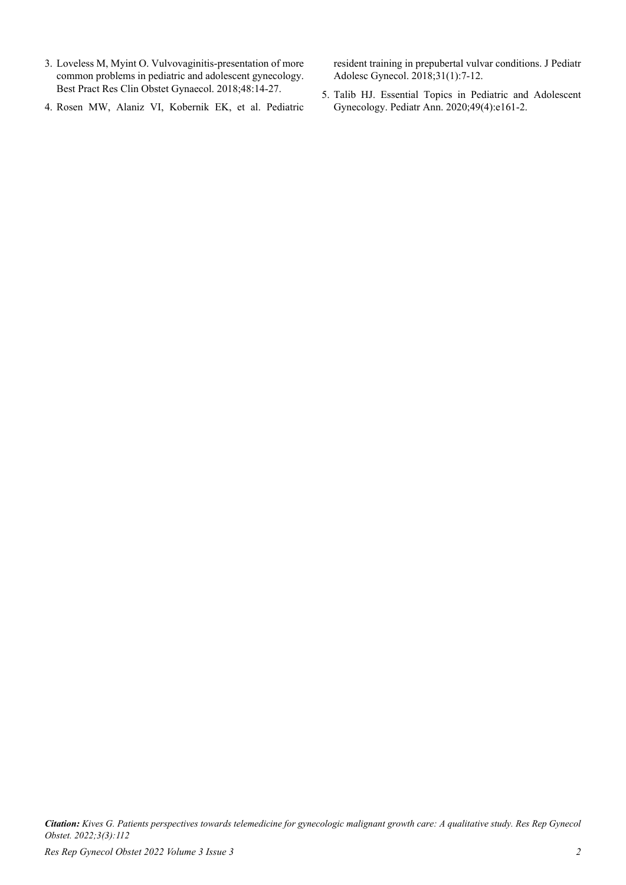3. Loveless M, Myint O. Vulvovaginitis-presentation of more common problems in pediatric and adolescent gynecology. Best Pract Res Clin Obstet Gynaecol. 2018;48:14-27.
4. Rosen MW, Alaniz VI, Kobernik EK, et al. Pediatric resident training in prepubertal vulvar conditions. J Pediatr Adolesc Gynecol. 2018;31(1):7-12.
5. Talib HJ. Essential Topics in Pediatric and Adolescent Gynecology. Pediatr Ann. 2020;49(4):e161-2.

***Citation:*** *Kives G. Patients perspectives towards telemedicine for gynecologic malignant growth care: A qualitative study. Res Rep Gynecol Obstet. 2022;3(3):112*